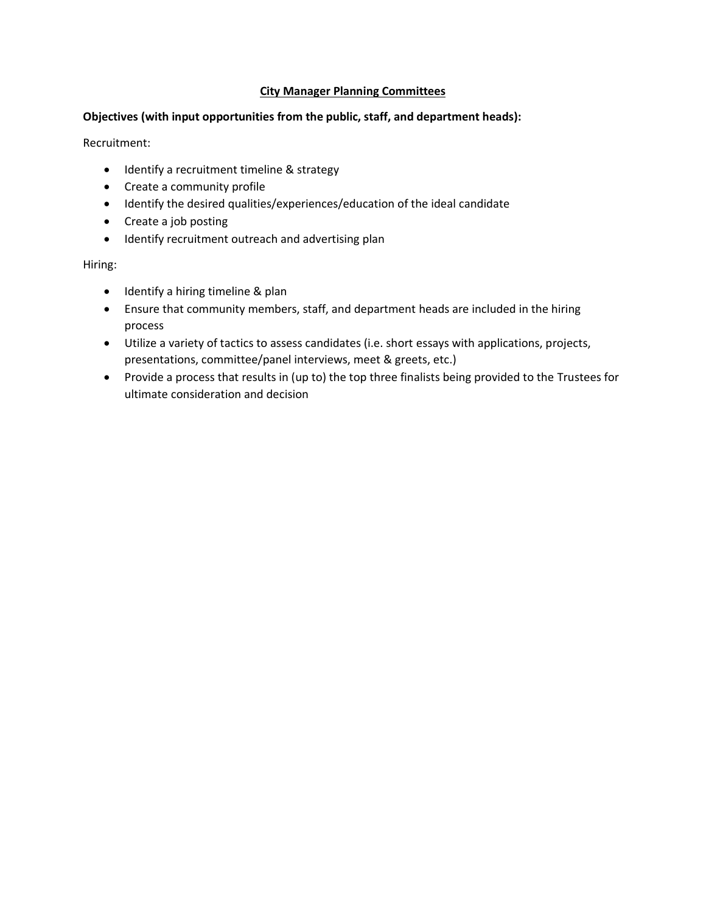# City Manager Planning Committees

**Objectives (with input opportunities from the public, staff, and department heads):**

Recruitment:

- Identify a recruitment timeline & strategy
- Create a community profile
- Identify the desired qualities/experiences/education of the ideal candidate
- Create a job posting
- Identify recruitment outreach and advertising plan

Hiring:

- Identify a hiring timeline & plan
- Ensure that community members, staff, and department heads are included in the hiring process
- Utilize a variety of tactics to assess candidates (i.e. short essays with applications, projects, presentations, committee/panel interviews, meet & greets, etc.)
- Provide a process that results in (up to) the top three finalists being provided to the Trustees for ultimate consideration and decision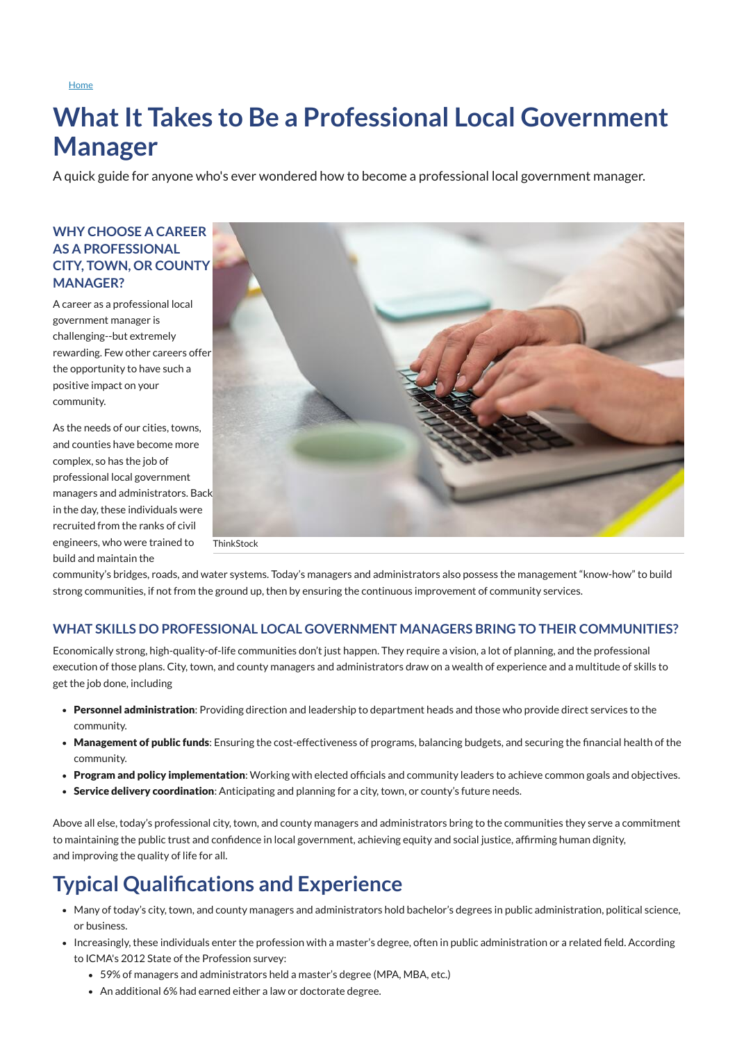Home

# What It Takes to Be a Professional Local Government Manager

A quick guide for anyone who's ever wondered how to become a professional local government manager.

### WHY CHOOSE A CAREER AS A PROFESSIONAL CITY, TOWN, OR COUNTY MANAGER?

A career as a professional local government manager is challenging--but extremely rewarding. Few other careers offer the opportunity to have such a positive impact on your community.

As the needs of our cities, towns, and counties have become more complex, so has the job of professional local government managers and administrators. Back in the day, these individuals were recruited from the ranks of civil engineers, who were trained to build and maintain the community's bridges, roads, and water systems. Today's managers and administrators also possess the management "know-how" to build strong communities, if not from the ground up, then by ensuring the continuous improvement of community services.

ThinkStock

### WHAT SKILLS DO PROFESSIONAL LOCAL GOVERNMENT MANAGERS BRING TO THEIR COMMUNITIES?

Economically strong, high-quality-of-life communities don't just happen. They require a vision, a lot of planning, and the professional execution of those plans. City, town, and county managers and administrators draw on a wealth of experience and a multitude of skills to get the job done, including

- **Personnel administration**: Providing direction and leadership to department heads and those who provide direct services to the community.
- **Management of public funds**: Ensuring the cost-effectiveness of programs, balancing budgets, and securing the financial health of the community.
- **Program and policy implementation**: Working with elected officials and community leaders to achieve common goals and objectives.
- **Service delivery coordination**: Anticipating and planning for a city, town, or county's future needs.

Above all else, today's professional city, town, and county managers and administrators bring to the communities they serve a commitment to maintaining the public trust and confidence in local government, achieving equity and social justice, affirming human dignity, and improving the quality of life for all.

## Typical Qualifications and Experience

- Many of today's city, town, and county managers and administrators hold bachelor's degrees in public administration, political science, or business.
- Increasingly, these individuals enter the profession with a master's degree, often in public administration or a related field. According to ICMA's 2012 State of the Profession survey:
  - 59% of managers and administrators held a master's degree (MPA, MBA, etc.)
  - An additional 6% had earned either a law or doctorate degree.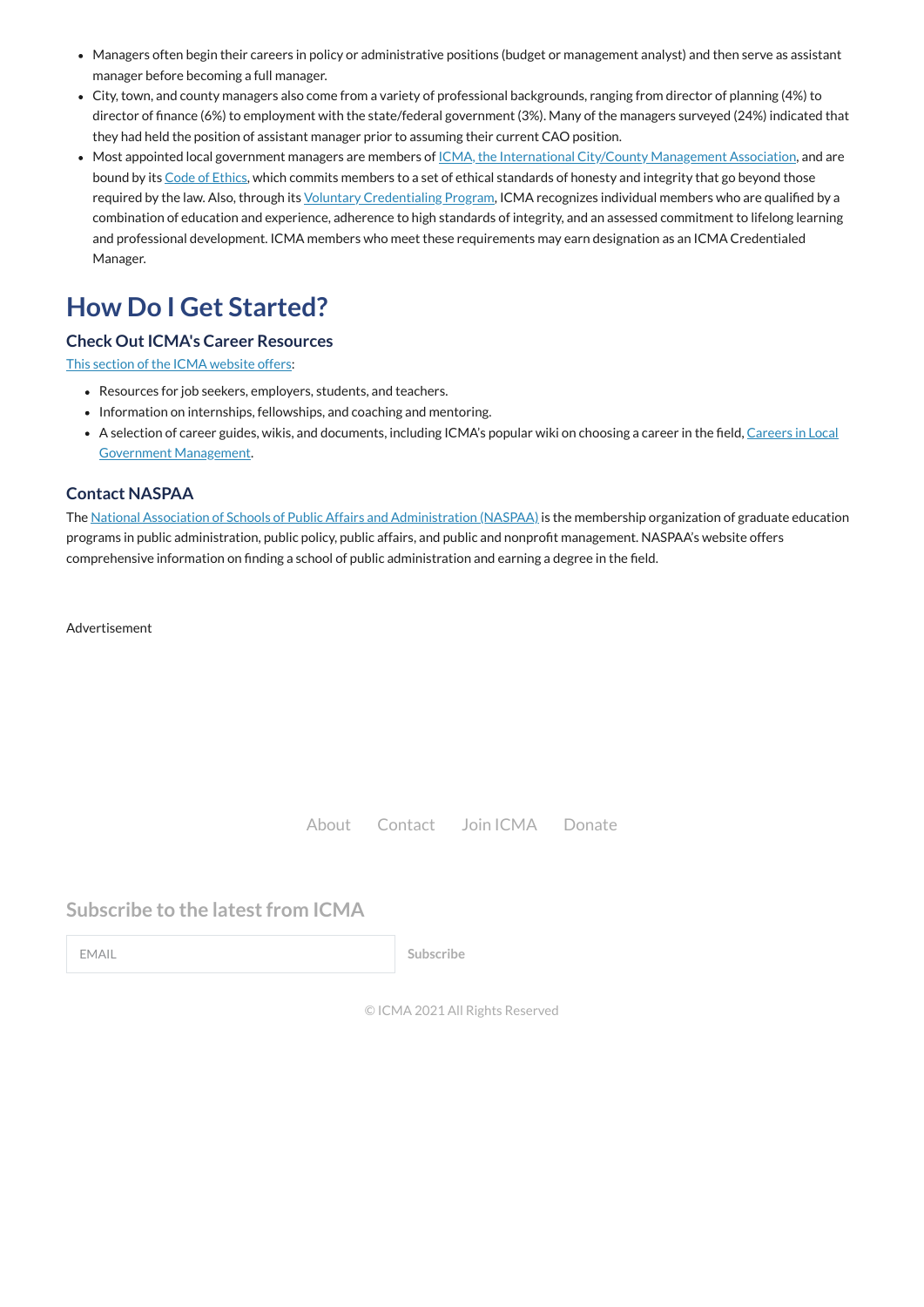- Managers often begin their careers in policy or administrative positions (budget or management analyst) and then serve as assistant manager before becoming a full manager.
- City, town, and county managers also come from a variety of professional backgrounds, ranging from director of planning (4%) to director of finance (6%) to employment with the state/federal government (3%). Many of the managers surveyed (24%) indicated that they had held the position of assistant manager prior to assuming their current CAO position.
- Most appointed local government managers are members of [ICMA, the International City/County Management Association](), and are bound by its [Code of Ethics](), which commits members to a set of ethical standards of honesty and integrity that go beyond those required by the law. Also, through its [Voluntary Credentialing Program](), ICMA recognizes individual members who are qualified by a combination of education and experience, adherence to high standards of integrity, and an assessed commitment to lifelong learning and professional development. ICMA members who meet these requirements may earn designation as an ICMA Credentialed Manager.

# How Do I Get Started?

### Check Out ICMA's Career Resources

[This section of the ICMA website offers]():

- Resources for job seekers, employers, students, and teachers.
- Information on internships, fellowships, and coaching and mentoring.
- A selection of career guides, wikis, and documents, including ICMA's popular wiki on choosing a career in the field, [Careers in Local Government Management]().

### Contact NASPAA

The [National Association of Schools of Public Affairs and Administration (NASPAA)]() is the membership organization of graduate education programs in public administration, public policy, public affairs, and public and nonprofit management. NASPAA's website offers comprehensive information on finding a school of public administration and earning a degree in the field.

Advertisement

About Contact Join ICMA Donate

Subscribe to the latest from ICMA

EMAIL Subscribe

© ICMA 2021 All Rights Reserved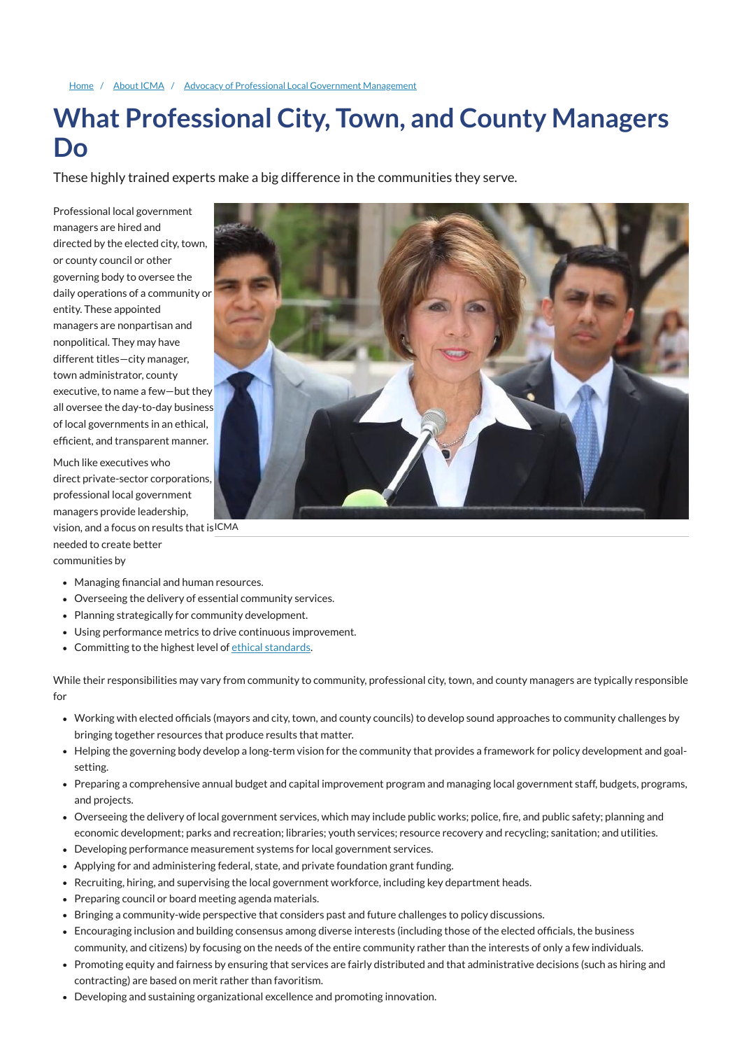Home / About ICMA / Advocacy of Professional Local Government Management

# What Professional City, Town, and County Managers Do

These highly trained experts make a big difference in the communities they serve.

Professional local government managers are hired and directed by the elected city, town, or county council or other governing body to oversee the daily operations of a community or entity. These appointed managers are nonpartisan and nonpolitical. They may have different titles—city manager, town administrator, county executive, to name a few—but they all oversee the day-to-day business of local governments in an ethical, efficient, and transparent manner.

ICMA

Much like executives who direct private-sector corporations, professional local government managers provide leadership, vision, and a focus on results that is needed to create better communities by

- Managing financial and human resources.
- Overseeing the delivery of essential community services.
- Planning strategically for community development.
- Using performance metrics to drive continuous improvement.
- Committing to the highest level of ethical standards.

While their responsibilities may vary from community to community, professional city, town, and county managers are typically responsible for

- Working with elected officials (mayors and city, town, and county councils) to develop sound approaches to community challenges by bringing together resources that produce results that matter.
- Helping the governing body develop a long-term vision for the community that provides a framework for policy development and goal-setting.
- Preparing a comprehensive annual budget and capital improvement program and managing local government staff, budgets, programs, and projects.
- Overseeing the delivery of local government services, which may include public works; police, fire, and public safety; planning and economic development; parks and recreation; libraries; youth services; resource recovery and recycling; sanitation; and utilities.
- Developing performance measurement systems for local government services.
- Applying for and administering federal, state, and private foundation grant funding.
- Recruiting, hiring, and supervising the local government workforce, including key department heads.
- Preparing council or board meeting agenda materials.
- Bringing a community-wide perspective that considers past and future challenges to policy discussions.
- Encouraging inclusion and building consensus among diverse interests (including those of the elected officials, the business community, and citizens) by focusing on the needs of the entire community rather than the interests of only a few individuals.
- Promoting equity and fairness by ensuring that services are fairly distributed and that administrative decisions (such as hiring and contracting) are based on merit rather than favoritism.
- Developing and sustaining organizational excellence and promoting innovation.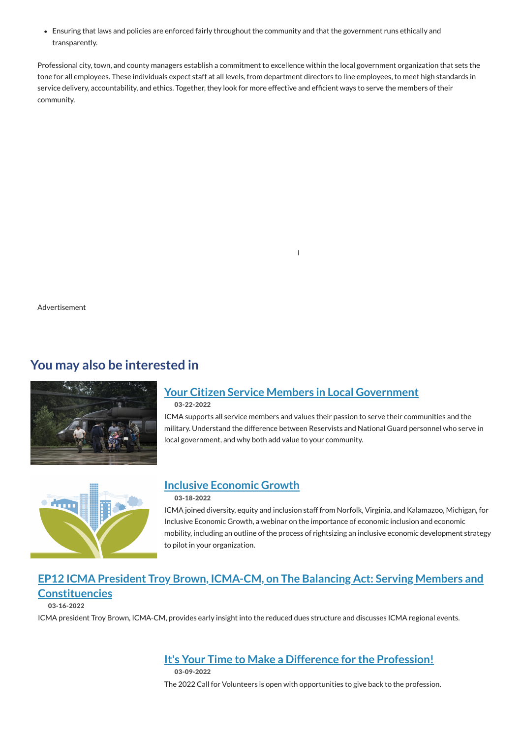- Ensuring that laws and policies are enforced fairly throughout the community and that the government runs ethically and transparently.

Professional city, town, and county managers establish a commitment to excellence within the local government organization that sets the tone for all employees. These individuals expect staff at all levels, from department directors to line employees, to meet high standards in service delivery, accountability, and ethics. Together, they look for more effective and efficient ways to serve the members of their community.

Advertisement

## You may also be interested in

### [Your Citizen Service Members in Local Government]

**03-22-2022**

ICMA supports all service members and values their passion to serve their communities and the military. Understand the difference between Reservists and National Guard personnel who serve in local government, and why both add value to your community.

### [Inclusive Economic Growth]

**03-18-2022**

ICMA joined diversity, equity and inclusion staff from Norfolk, Virginia, and Kalamazoo, Michigan, for Inclusive Economic Growth, a webinar on the importance of economic inclusion and economic mobility, including an outline of the process of rightsizing an inclusive economic development strategy to pilot in your organization.

### [EP12 ICMA President Troy Brown, ICMA-CM, on The Balancing Act: Serving Members and Constituencies]

**03-16-2022**

ICMA president Troy Brown, ICMA-CM, provides early insight into the reduced dues structure and discusses ICMA regional events.

### [It's Your Time to Make a Difference for the Profession!]

**03-09-2022**

The 2022 Call for Volunteers is open with opportunities to give back to the profession.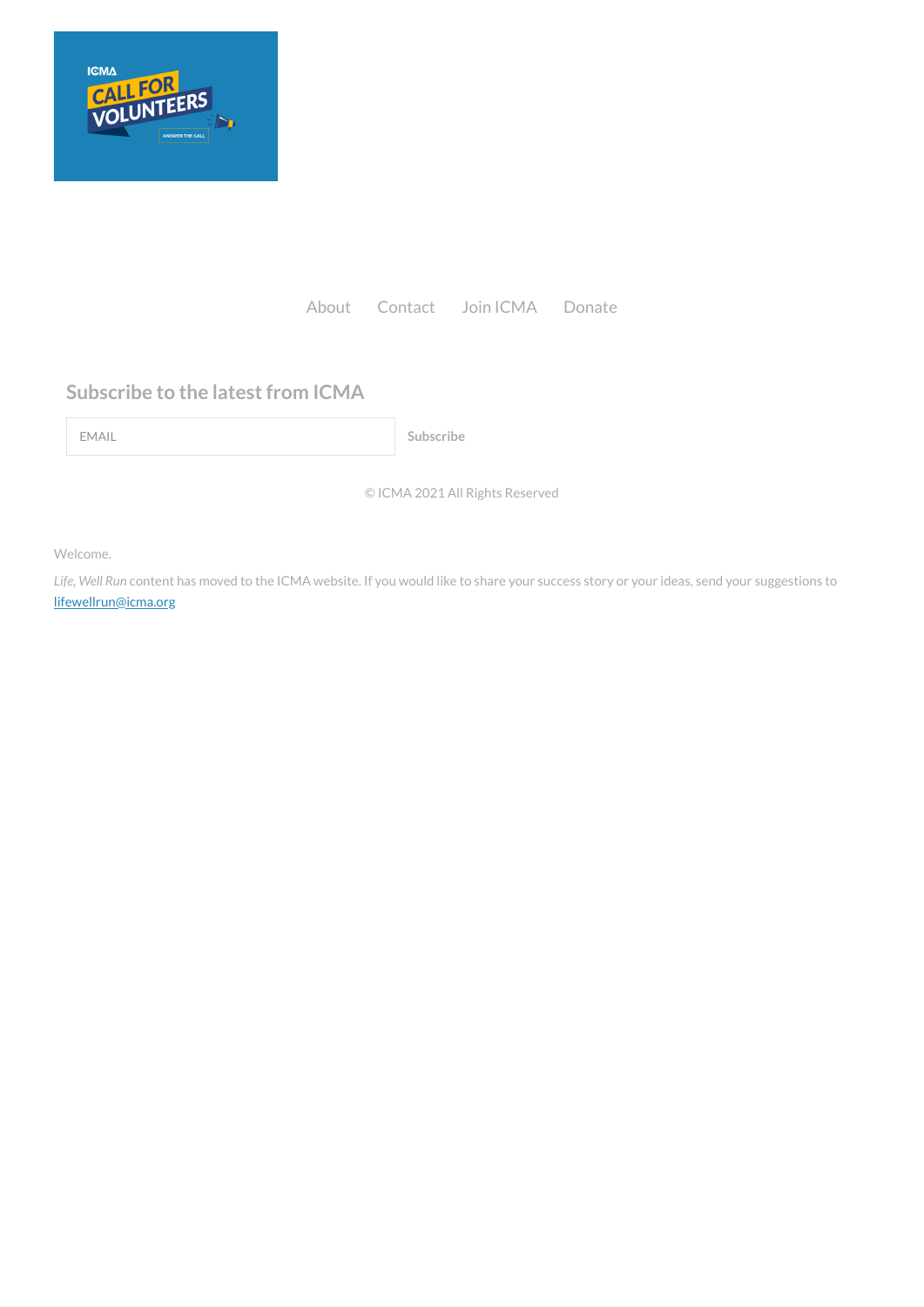About Contact Join ICMA Donate

## Subscribe to the latest from ICMA

EMAIL

Subscribe

© ICMA 2021 All Rights Reserved

Welcome.

*Life, Well Run* content has moved to the ICMA website. If you would like to share your success story or your ideas, send your suggestions to lifewellrun@icma.org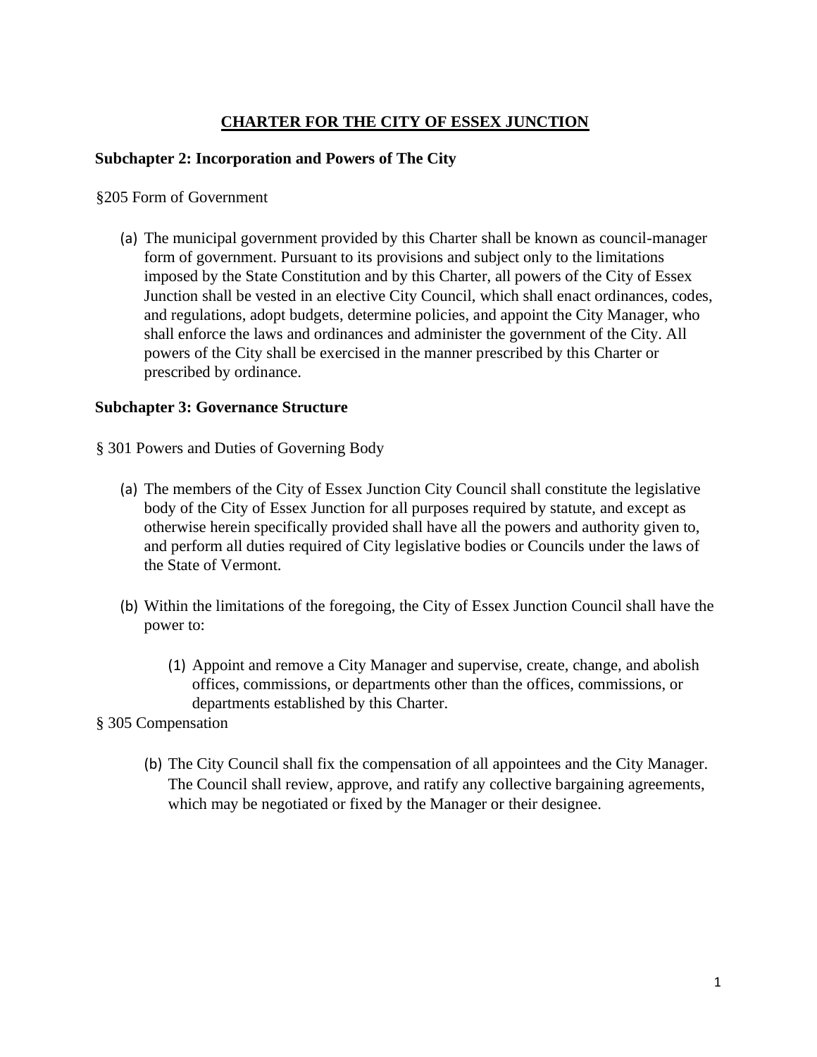# CHARTER FOR THE CITY OF ESSEX JUNCTION

## Subchapter 2: Incorporation and Powers of The City

§205 Form of Government

(a) The municipal government provided by this Charter shall be known as council-manager form of government. Pursuant to its provisions and subject only to the limitations imposed by the State Constitution and by this Charter, all powers of the City of Essex Junction shall be vested in an elective City Council, which shall enact ordinances, codes, and regulations, adopt budgets, determine policies, and appoint the City Manager, who shall enforce the laws and ordinances and administer the government of the City. All powers of the City shall be exercised in the manner prescribed by this Charter or prescribed by ordinance.

## Subchapter 3: Governance Structure

§ 301 Powers and Duties of Governing Body

(a) The members of the City of Essex Junction City Council shall constitute the legislative body of the City of Essex Junction for all purposes required by statute, and except as otherwise herein specifically provided shall have all the powers and authority given to, and perform all duties required of City legislative bodies or Councils under the laws of the State of Vermont.

(b) Within the limitations of the foregoing, the City of Essex Junction Council shall have the power to:

   (1) Appoint and remove a City Manager and supervise, create, change, and abolish offices, commissions, or departments other than the offices, commissions, or departments established by this Charter.

§ 305 Compensation

(b) The City Council shall fix the compensation of all appointees and the City Manager. The Council shall review, approve, and ratify any collective bargaining agreements, which may be negotiated or fixed by the Manager or their designee.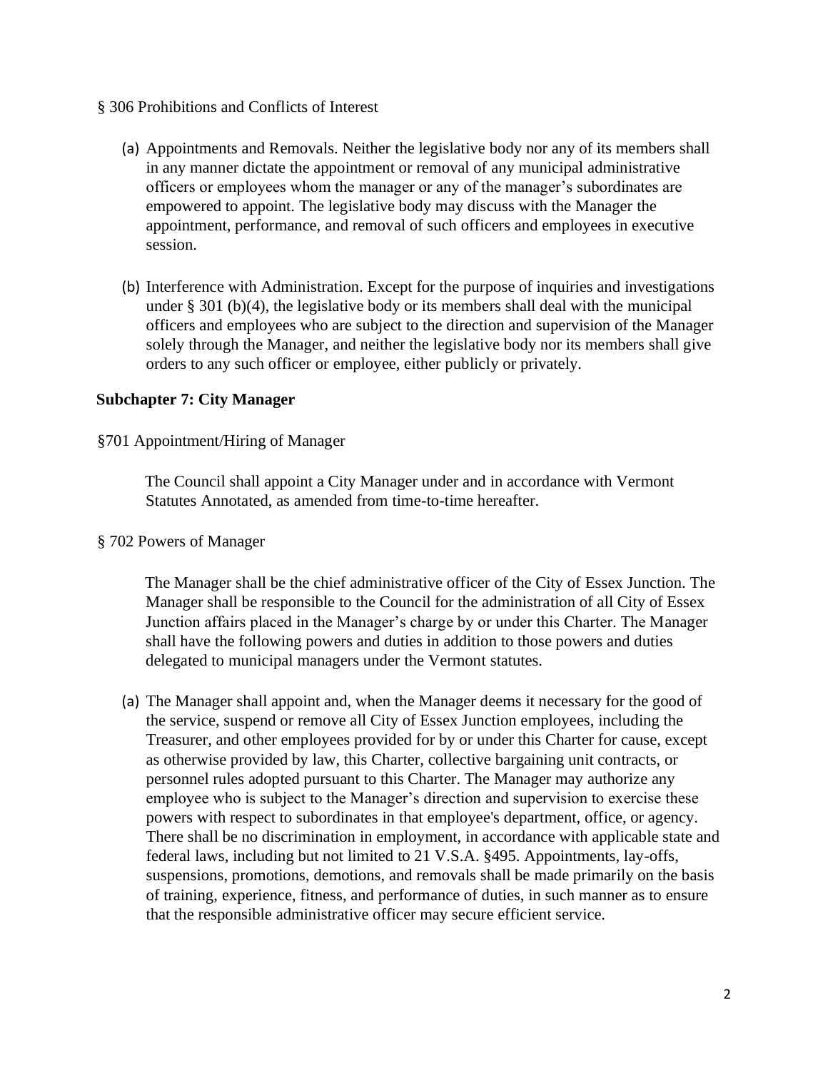§ 306 Prohibitions and Conflicts of Interest

(a) Appointments and Removals. Neither the legislative body nor any of its members shall in any manner dictate the appointment or removal of any municipal administrative officers or employees whom the manager or any of the manager's subordinates are empowered to appoint. The legislative body may discuss with the Manager the appointment, performance, and removal of such officers and employees in executive session.

(b) Interference with Administration. Except for the purpose of inquiries and investigations under § 301 (b)(4), the legislative body or its members shall deal with the municipal officers and employees who are subject to the direction and supervision of the Manager solely through the Manager, and neither the legislative body nor its members shall give orders to any such officer or employee, either publicly or privately.

## Subchapter 7: City Manager

§701 Appointment/Hiring of Manager

The Council shall appoint a City Manager under and in accordance with Vermont Statutes Annotated, as amended from time-to-time hereafter.

§ 702 Powers of Manager

The Manager shall be the chief administrative officer of the City of Essex Junction. The Manager shall be responsible to the Council for the administration of all City of Essex Junction affairs placed in the Manager's charge by or under this Charter. The Manager shall have the following powers and duties in addition to those powers and duties delegated to municipal managers under the Vermont statutes.

(a) The Manager shall appoint and, when the Manager deems it necessary for the good of the service, suspend or remove all City of Essex Junction employees, including the Treasurer, and other employees provided for by or under this Charter for cause, except as otherwise provided by law, this Charter, collective bargaining unit contracts, or personnel rules adopted pursuant to this Charter. The Manager may authorize any employee who is subject to the Manager's direction and supervision to exercise these powers with respect to subordinates in that employee's department, office, or agency. There shall be no discrimination in employment, in accordance with applicable state and federal laws, including but not limited to 21 V.S.A. §495. Appointments, lay-offs, suspensions, promotions, demotions, and removals shall be made primarily on the basis of training, experience, fitness, and performance of duties, in such manner as to ensure that the responsible administrative officer may secure efficient service.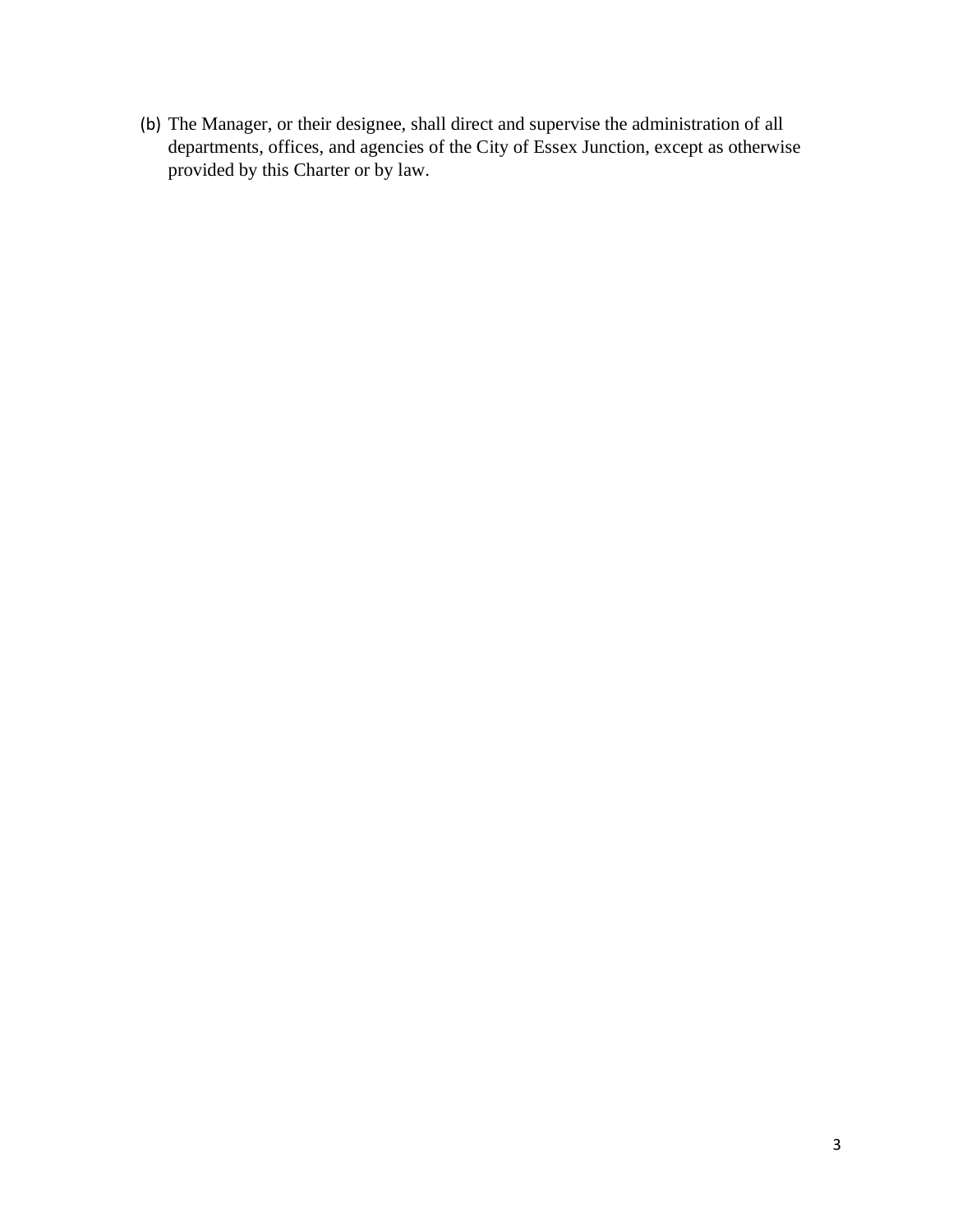(b) The Manager, or their designee, shall direct and supervise the administration of all departments, offices, and agencies of the City of Essex Junction, except as otherwise provided by this Charter or by law.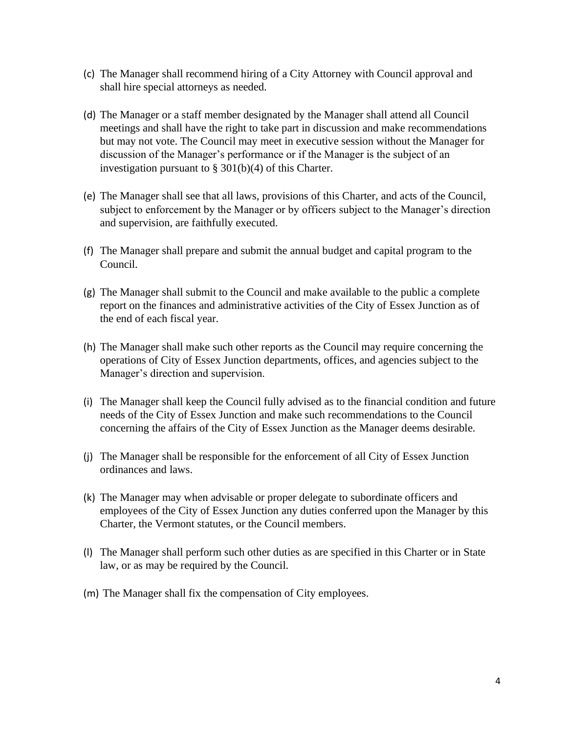(c) The Manager shall recommend hiring of a City Attorney with Council approval and shall hire special attorneys as needed.

(d) The Manager or a staff member designated by the Manager shall attend all Council meetings and shall have the right to take part in discussion and make recommendations but may not vote. The Council may meet in executive session without the Manager for discussion of the Manager's performance or if the Manager is the subject of an investigation pursuant to § 301(b)(4) of this Charter.

(e) The Manager shall see that all laws, provisions of this Charter, and acts of the Council, subject to enforcement by the Manager or by officers subject to the Manager's direction and supervision, are faithfully executed.

(f) The Manager shall prepare and submit the annual budget and capital program to the Council.

(g) The Manager shall submit to the Council and make available to the public a complete report on the finances and administrative activities of the City of Essex Junction as of the end of each fiscal year.

(h) The Manager shall make such other reports as the Council may require concerning the operations of City of Essex Junction departments, offices, and agencies subject to the Manager's direction and supervision.

(i) The Manager shall keep the Council fully advised as to the financial condition and future needs of the City of Essex Junction and make such recommendations to the Council concerning the affairs of the City of Essex Junction as the Manager deems desirable.

(j) The Manager shall be responsible for the enforcement of all City of Essex Junction ordinances and laws.

(k) The Manager may when advisable or proper delegate to subordinate officers and employees of the City of Essex Junction any duties conferred upon the Manager by this Charter, the Vermont statutes, or the Council members.

(l) The Manager shall perform such other duties as are specified in this Charter or in State law, or as may be required by the Council.

(m) The Manager shall fix the compensation of City employees.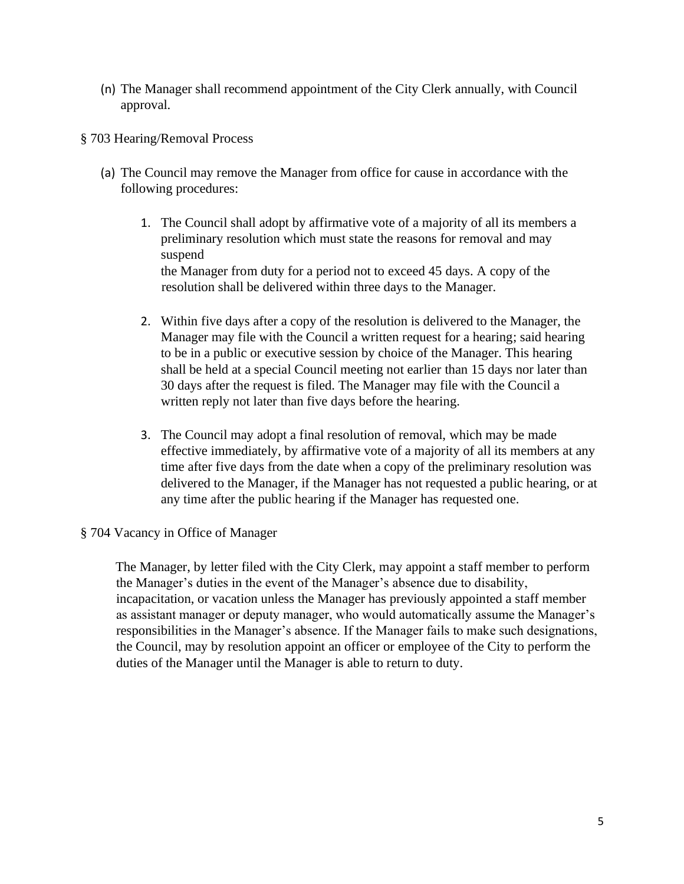(n) The Manager shall recommend appointment of the City Clerk annually, with Council approval.

§ 703 Hearing/Removal Process

(a) The Council may remove the Manager from office for cause in accordance with the following procedures:

1. The Council shall adopt by affirmative vote of a majority of all its members a preliminary resolution which must state the reasons for removal and may suspend the Manager from duty for a period not to exceed 45 days. A copy of the resolution shall be delivered within three days to the Manager.

2. Within five days after a copy of the resolution is delivered to the Manager, the Manager may file with the Council a written request for a hearing; said hearing to be in a public or executive session by choice of the Manager. This hearing shall be held at a special Council meeting not earlier than 15 days nor later than 30 days after the request is filed. The Manager may file with the Council a written reply not later than five days before the hearing.

3. The Council may adopt a final resolution of removal, which may be made effective immediately, by affirmative vote of a majority of all its members at any time after five days from the date when a copy of the preliminary resolution was delivered to the Manager, if the Manager has not requested a public hearing, or at any time after the public hearing if the Manager has requested one.

§ 704 Vacancy in Office of Manager

The Manager, by letter filed with the City Clerk, may appoint a staff member to perform the Manager's duties in the event of the Manager's absence due to disability, incapacitation, or vacation unless the Manager has previously appointed a staff member as assistant manager or deputy manager, who would automatically assume the Manager's responsibilities in the Manager's absence. If the Manager fails to make such designations, the Council, may by resolution appoint an officer or employee of the City to perform the duties of the Manager until the Manager is able to return to duty.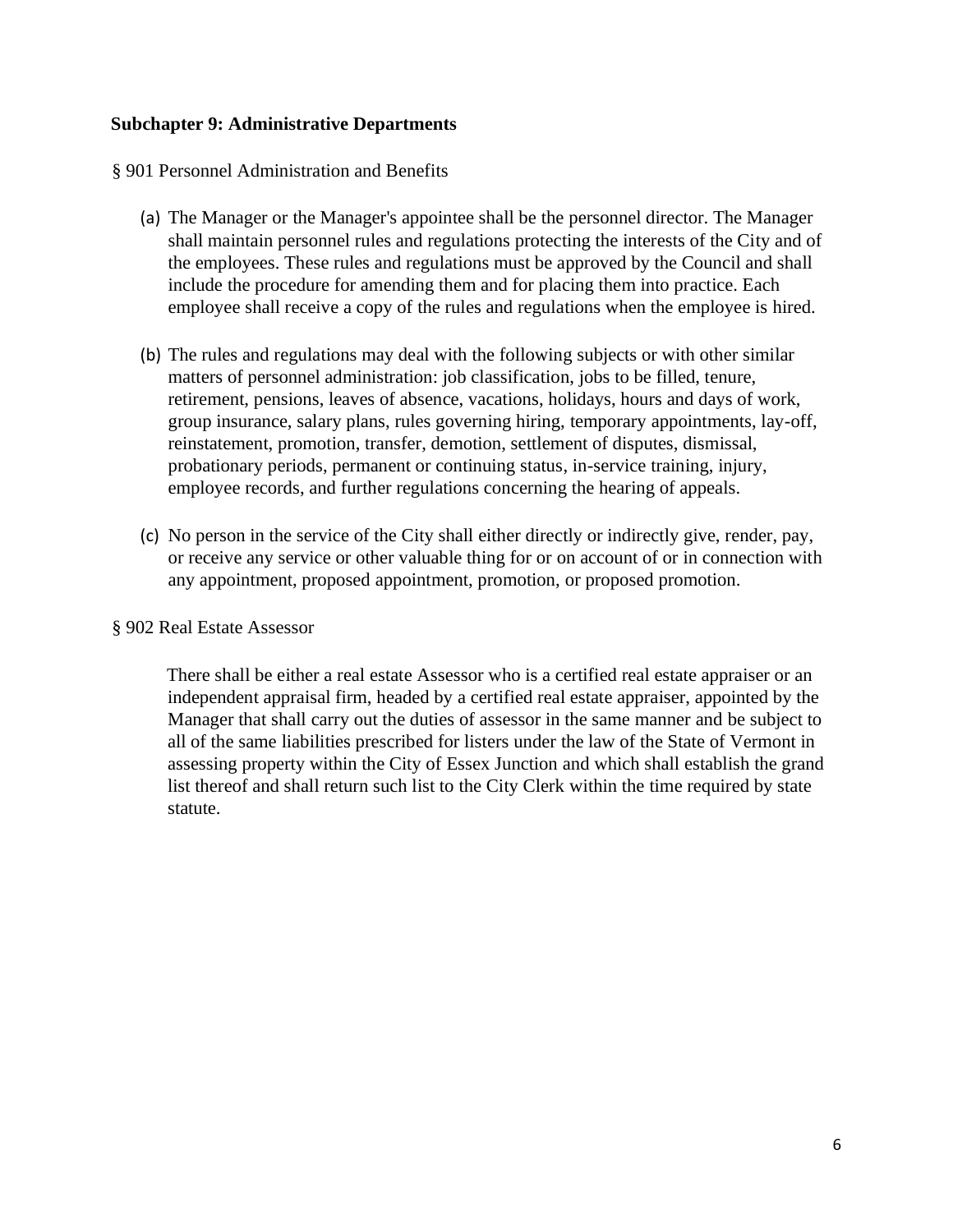## Subchapter 9: Administrative Departments

§ 901 Personnel Administration and Benefits

(a) The Manager or the Manager's appointee shall be the personnel director. The Manager shall maintain personnel rules and regulations protecting the interests of the City and of the employees. These rules and regulations must be approved by the Council and shall include the procedure for amending them and for placing them into practice. Each employee shall receive a copy of the rules and regulations when the employee is hired.

(b) The rules and regulations may deal with the following subjects or with other similar matters of personnel administration: job classification, jobs to be filled, tenure, retirement, pensions, leaves of absence, vacations, holidays, hours and days of work, group insurance, salary plans, rules governing hiring, temporary appointments, lay-off, reinstatement, promotion, transfer, demotion, settlement of disputes, dismissal, probationary periods, permanent or continuing status, in-service training, injury, employee records, and further regulations concerning the hearing of appeals.

(c) No person in the service of the City shall either directly or indirectly give, render, pay, or receive any service or other valuable thing for or on account of or in connection with any appointment, proposed appointment, promotion, or proposed promotion.

§ 902 Real Estate Assessor

There shall be either a real estate Assessor who is a certified real estate appraiser or an independent appraisal firm, headed by a certified real estate appraiser, appointed by the Manager that shall carry out the duties of assessor in the same manner and be subject to all of the same liabilities prescribed for listers under the law of the State of Vermont in assessing property within the City of Essex Junction and which shall establish the grand list thereof and shall return such list to the City Clerk within the time required by state statute.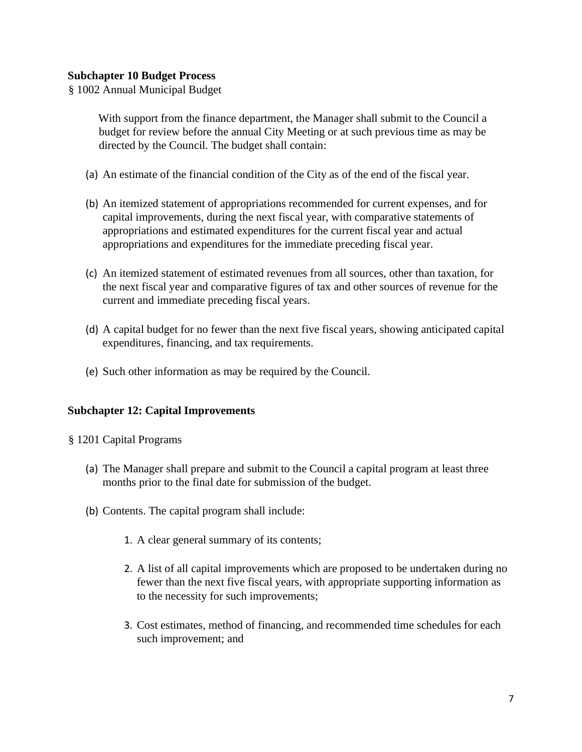**Subchapter 10 Budget Process**

§ 1002 Annual Municipal Budget

With support from the finance department, the Manager shall submit to the Council a budget for review before the annual City Meeting or at such previous time as may be directed by the Council. The budget shall contain:

(a) An estimate of the financial condition of the City as of the end of the fiscal year.

(b) An itemized statement of appropriations recommended for current expenses, and for capital improvements, during the next fiscal year, with comparative statements of appropriations and estimated expenditures for the current fiscal year and actual appropriations and expenditures for the immediate preceding fiscal year.

(c) An itemized statement of estimated revenues from all sources, other than taxation, for the next fiscal year and comparative figures of tax and other sources of revenue for the current and immediate preceding fiscal years.

(d) A capital budget for no fewer than the next five fiscal years, showing anticipated capital expenditures, financing, and tax requirements.

(e) Such other information as may be required by the Council.

**Subchapter 12: Capital Improvements**

§ 1201 Capital Programs

(a) The Manager shall prepare and submit to the Council a capital program at least three months prior to the final date for submission of the budget.

(b) Contents. The capital program shall include:

1. A clear general summary of its contents;

2. A list of all capital improvements which are proposed to be undertaken during no fewer than the next five fiscal years, with appropriate supporting information as to the necessity for such improvements;

3. Cost estimates, method of financing, and recommended time schedules for each such improvement; and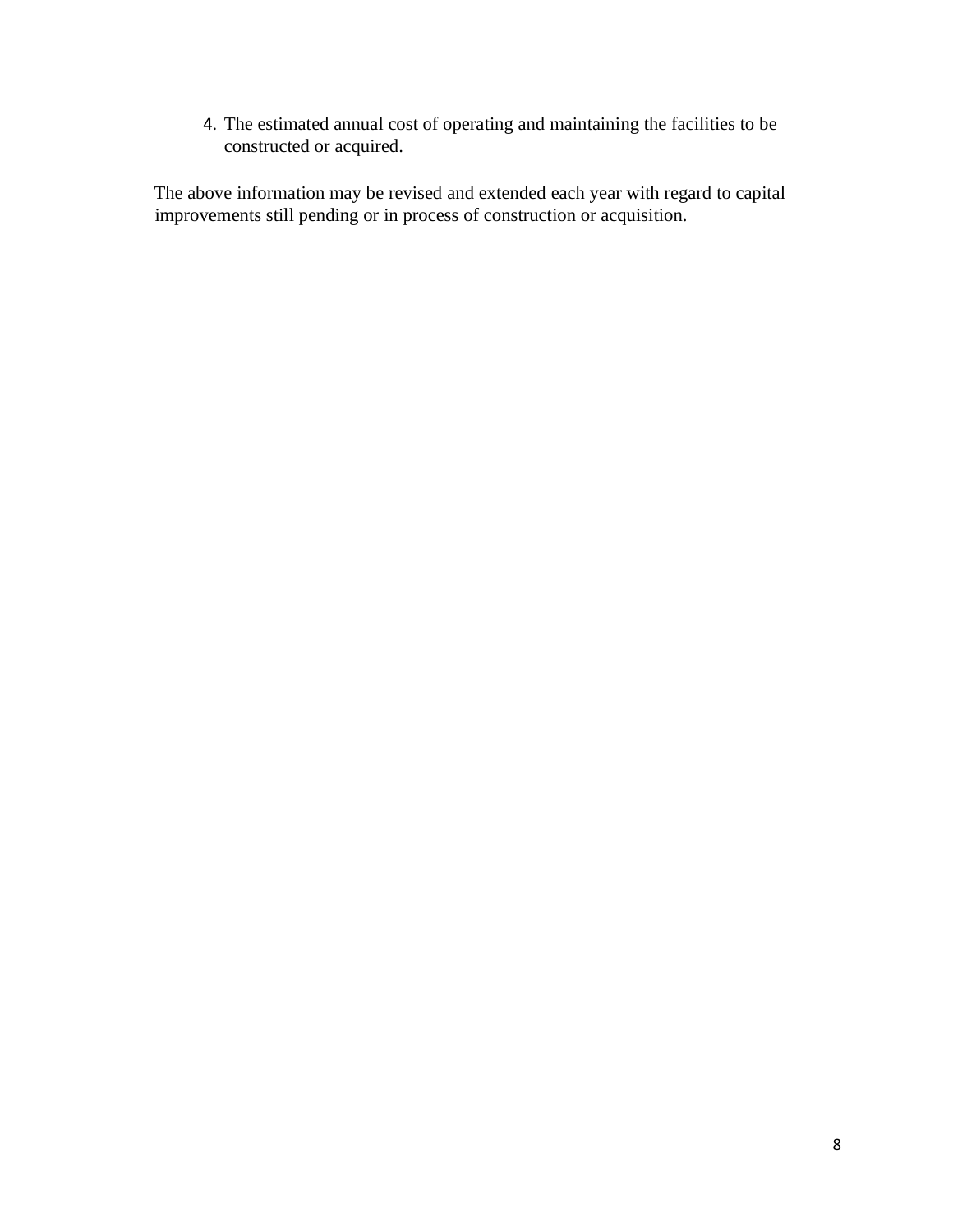4. The estimated annual cost of operating and maintaining the facilities to be constructed or acquired.

The above information may be revised and extended each year with regard to capital improvements still pending or in process of construction or acquisition.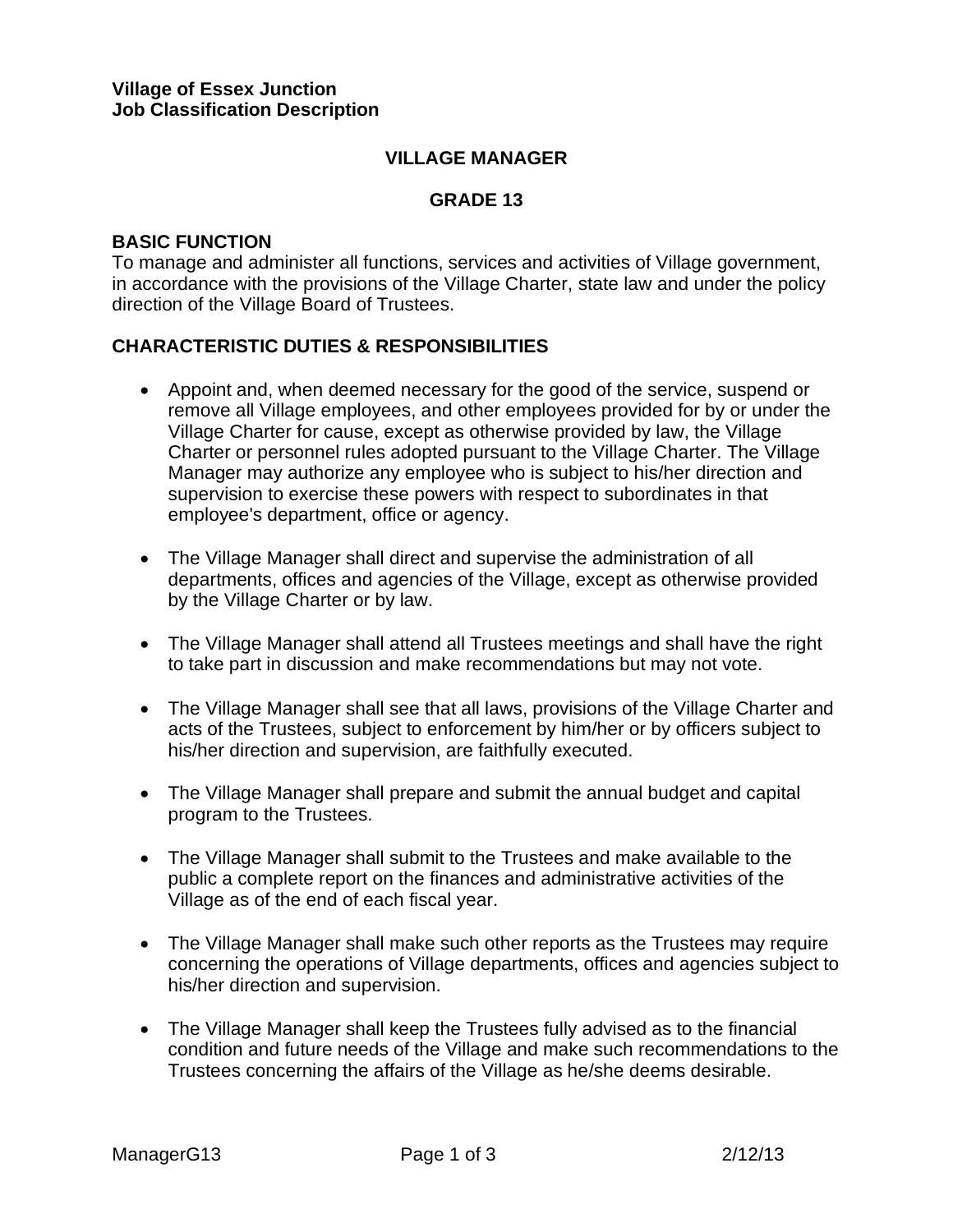**Village of Essex Junction**
**Job Classification Description**

# VILLAGE MANAGER

## GRADE 13

### BASIC FUNCTION

To manage and administer all functions, services and activities of Village government, in accordance with the provisions of the Village Charter, state law and under the policy direction of the Village Board of Trustees.

### CHARACTERISTIC DUTIES & RESPONSIBILITIES

- Appoint and, when deemed necessary for the good of the service, suspend or remove all Village employees, and other employees provided for by or under the Village Charter for cause, except as otherwise provided by law, the Village Charter or personnel rules adopted pursuant to the Village Charter. The Village Manager may authorize any employee who is subject to his/her direction and supervision to exercise these powers with respect to subordinates in that employee's department, office or agency.

- The Village Manager shall direct and supervise the administration of all departments, offices and agencies of the Village, except as otherwise provided by the Village Charter or by law.

- The Village Manager shall attend all Trustees meetings and shall have the right to take part in discussion and make recommendations but may not vote.

- The Village Manager shall see that all laws, provisions of the Village Charter and acts of the Trustees, subject to enforcement by him/her or by officers subject to his/her direction and supervision, are faithfully executed.

- The Village Manager shall prepare and submit the annual budget and capital program to the Trustees.

- The Village Manager shall submit to the Trustees and make available to the public a complete report on the finances and administrative activities of the Village as of the end of each fiscal year.

- The Village Manager shall make such other reports as the Trustees may require concerning the operations of Village departments, offices and agencies subject to his/her direction and supervision.

- The Village Manager shall keep the Trustees fully advised as to the financial condition and future needs of the Village and make such recommendations to the Trustees concerning the affairs of the Village as he/she deems desirable.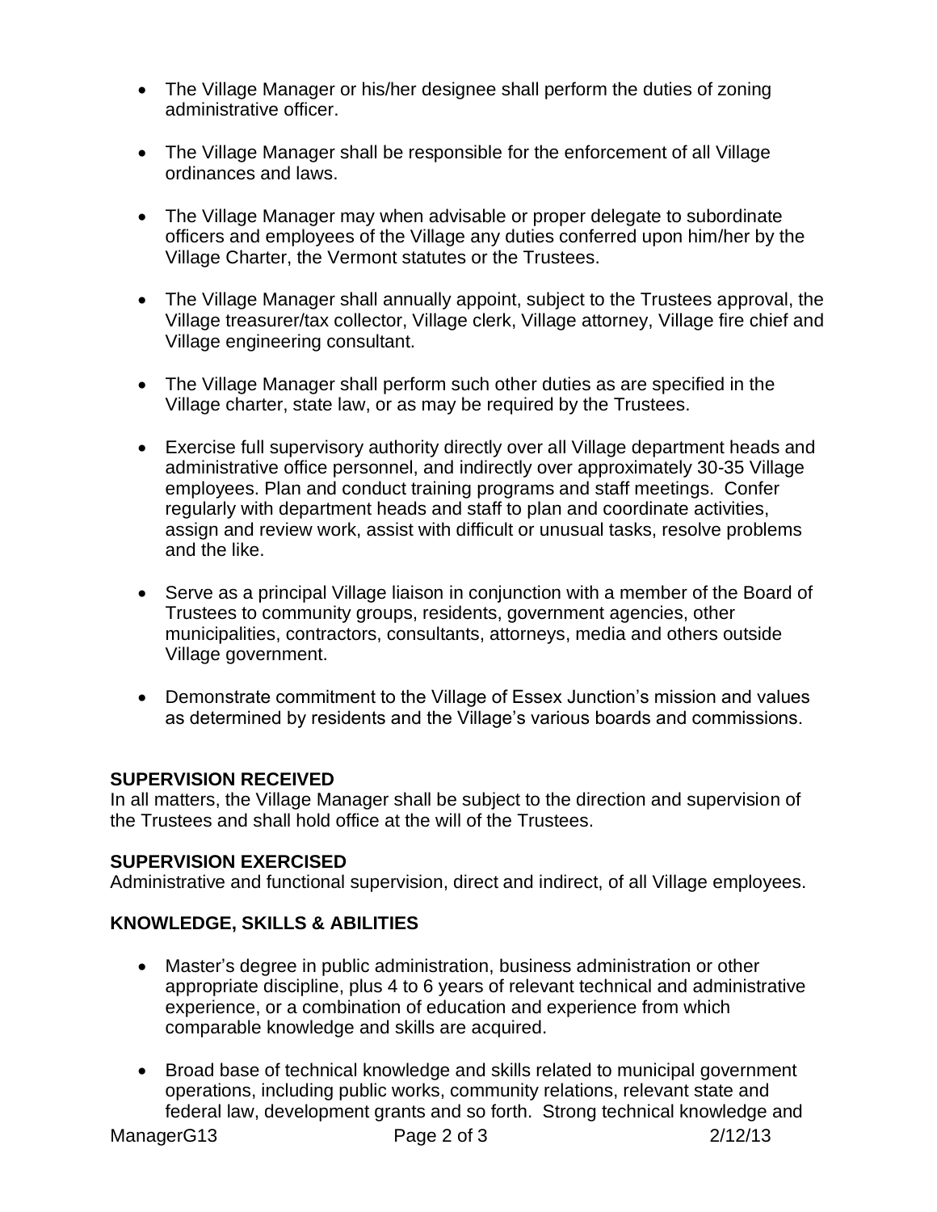- The Village Manager or his/her designee shall perform the duties of zoning administrative officer.

- The Village Manager shall be responsible for the enforcement of all Village ordinances and laws.

- The Village Manager may when advisable or proper delegate to subordinate officers and employees of the Village any duties conferred upon him/her by the Village Charter, the Vermont statutes or the Trustees.

- The Village Manager shall annually appoint, subject to the Trustees approval, the Village treasurer/tax collector, Village clerk, Village attorney, Village fire chief and Village engineering consultant.

- The Village Manager shall perform such other duties as are specified in the Village charter, state law, or as may be required by the Trustees.

- Exercise full supervisory authority directly over all Village department heads and administrative office personnel, and indirectly over approximately 30-35 Village employees. Plan and conduct training programs and staff meetings. Confer regularly with department heads and staff to plan and coordinate activities, assign and review work, assist with difficult or unusual tasks, resolve problems and the like.

- Serve as a principal Village liaison in conjunction with a member of the Board of Trustees to community groups, residents, government agencies, other municipalities, contractors, consultants, attorneys, media and others outside Village government.

- Demonstrate commitment to the Village of Essex Junction's mission and values as determined by residents and the Village's various boards and commissions.

**SUPERVISION RECEIVED**
In all matters, the Village Manager shall be subject to the direction and supervision of the Trustees and shall hold office at the will of the Trustees.

**SUPERVISION EXERCISED**
Administrative and functional supervision, direct and indirect, of all Village employees.

**KNOWLEDGE, SKILLS & ABILITIES**

- Master's degree in public administration, business administration or other appropriate discipline, plus 4 to 6 years of relevant technical and administrative experience, or a combination of education and experience from which comparable knowledge and skills are acquired.

- Broad base of technical knowledge and skills related to municipal government operations, including public works, community relations, relevant state and federal law, development grants and so forth. Strong technical knowledge and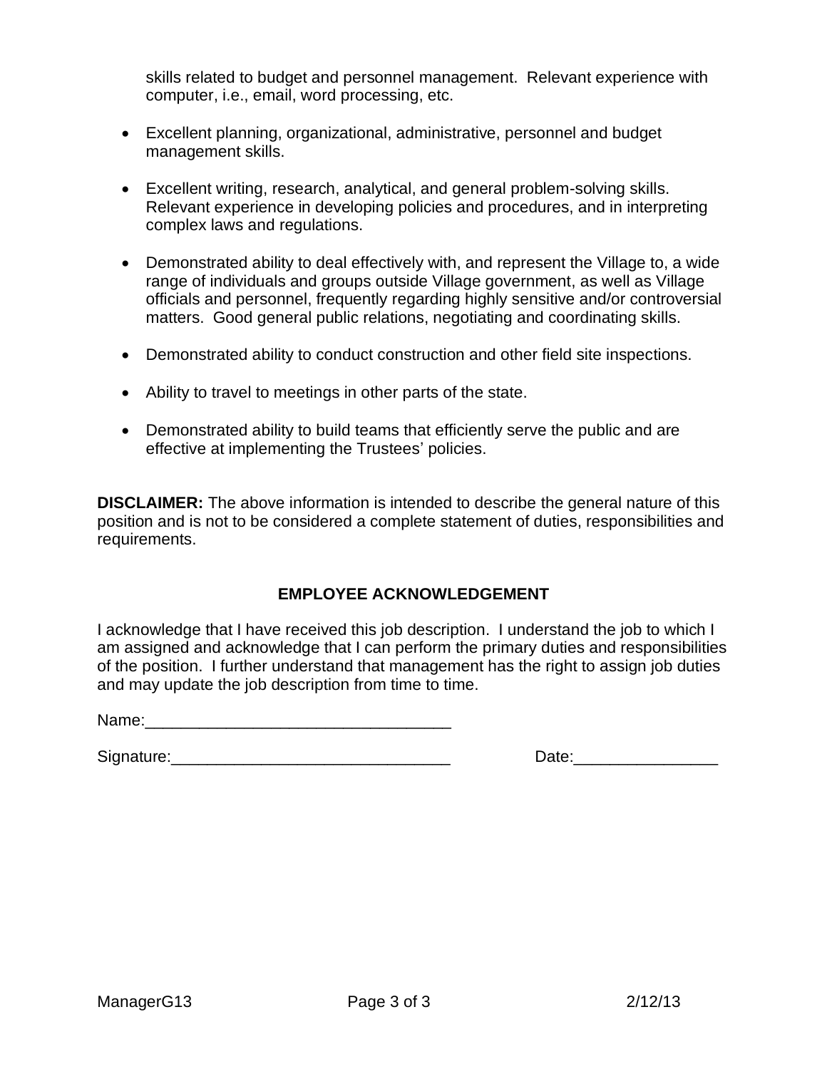skills related to budget and personnel management. Relevant experience with computer, i.e., email, word processing, etc.

- Excellent planning, organizational, administrative, personnel and budget management skills.

- Excellent writing, research, analytical, and general problem-solving skills. Relevant experience in developing policies and procedures, and in interpreting complex laws and regulations.

- Demonstrated ability to deal effectively with, and represent the Village to, a wide range of individuals and groups outside Village government, as well as Village officials and personnel, frequently regarding highly sensitive and/or controversial matters. Good general public relations, negotiating and coordinating skills.

- Demonstrated ability to conduct construction and other field site inspections.

- Ability to travel to meetings in other parts of the state.

- Demonstrated ability to build teams that efficiently serve the public and are effective at implementing the Trustees' policies.

**DISCLAIMER:** The above information is intended to describe the general nature of this position and is not to be considered a complete statement of duties, responsibilities and requirements.

## EMPLOYEE ACKNOWLEDGEMENT

I acknowledge that I have received this job description. I understand the job to which I am assigned and acknowledge that I can perform the primary duties and responsibilities of the position. I further understand that management has the right to assign job duties and may update the job description from time to time.

Name:__________________________________

Signature:_______________________________ Date:________________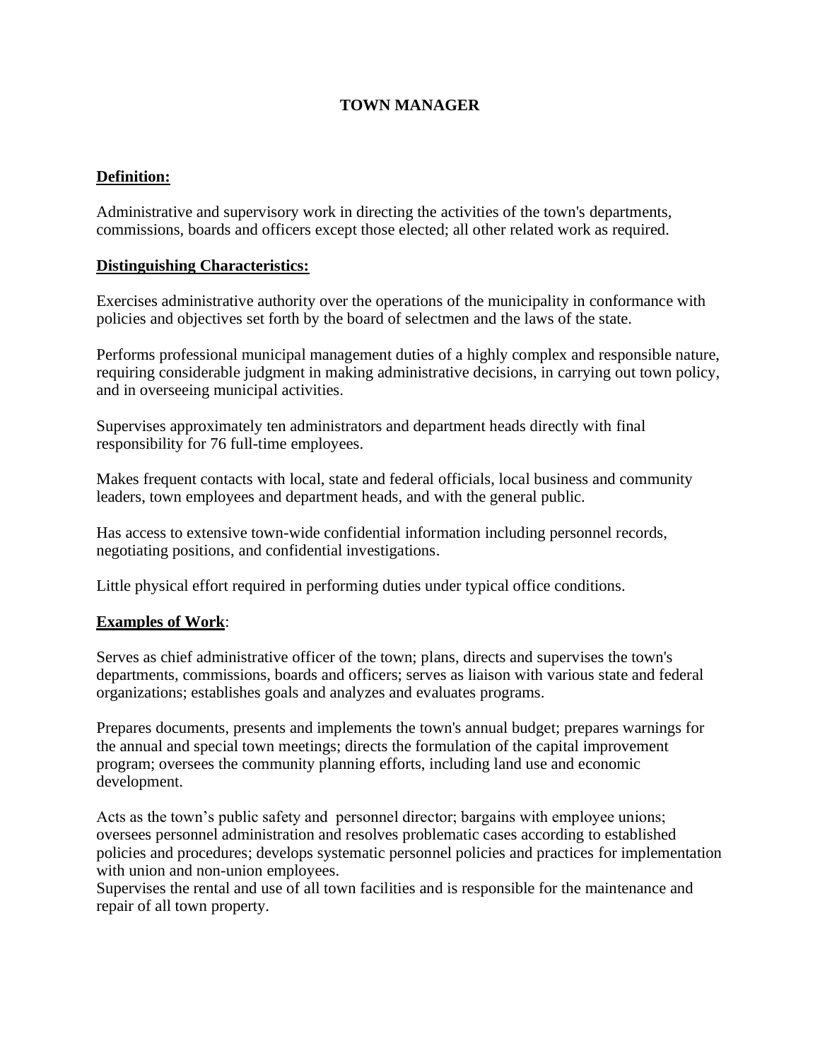# TOWN MANAGER

**Definition:**

Administrative and supervisory work in directing the activities of the town's departments, commissions, boards and officers except those elected; all other related work as required.

**Distinguishing Characteristics:**

Exercises administrative authority over the operations of the municipality in conformance with policies and objectives set forth by the board of selectmen and the laws of the state.

Performs professional municipal management duties of a highly complex and responsible nature, requiring considerable judgment in making administrative decisions, in carrying out town policy, and in overseeing municipal activities.

Supervises approximately ten administrators and department heads directly with final responsibility for 76 full-time employees.

Makes frequent contacts with local, state and federal officials, local business and community leaders, town employees and department heads, and with the general public.

Has access to extensive town-wide confidential information including personnel records, negotiating positions, and confidential investigations.

Little physical effort required in performing duties under typical office conditions.

**Examples of Work**:

Serves as chief administrative officer of the town; plans, directs and supervises the town's departments, commissions, boards and officers; serves as liaison with various state and federal organizations; establishes goals and analyzes and evaluates programs.

Prepares documents, presents and implements the town's annual budget; prepares warnings for the annual and special town meetings; directs the formulation of the capital improvement program; oversees the community planning efforts, including land use and economic development.

Acts as the town's public safety and personnel director; bargains with employee unions; oversees personnel administration and resolves problematic cases according to established policies and procedures; develops systematic personnel policies and practices for implementation with union and non-union employees.
Supervises the rental and use of all town facilities and is responsible for the maintenance and repair of all town property.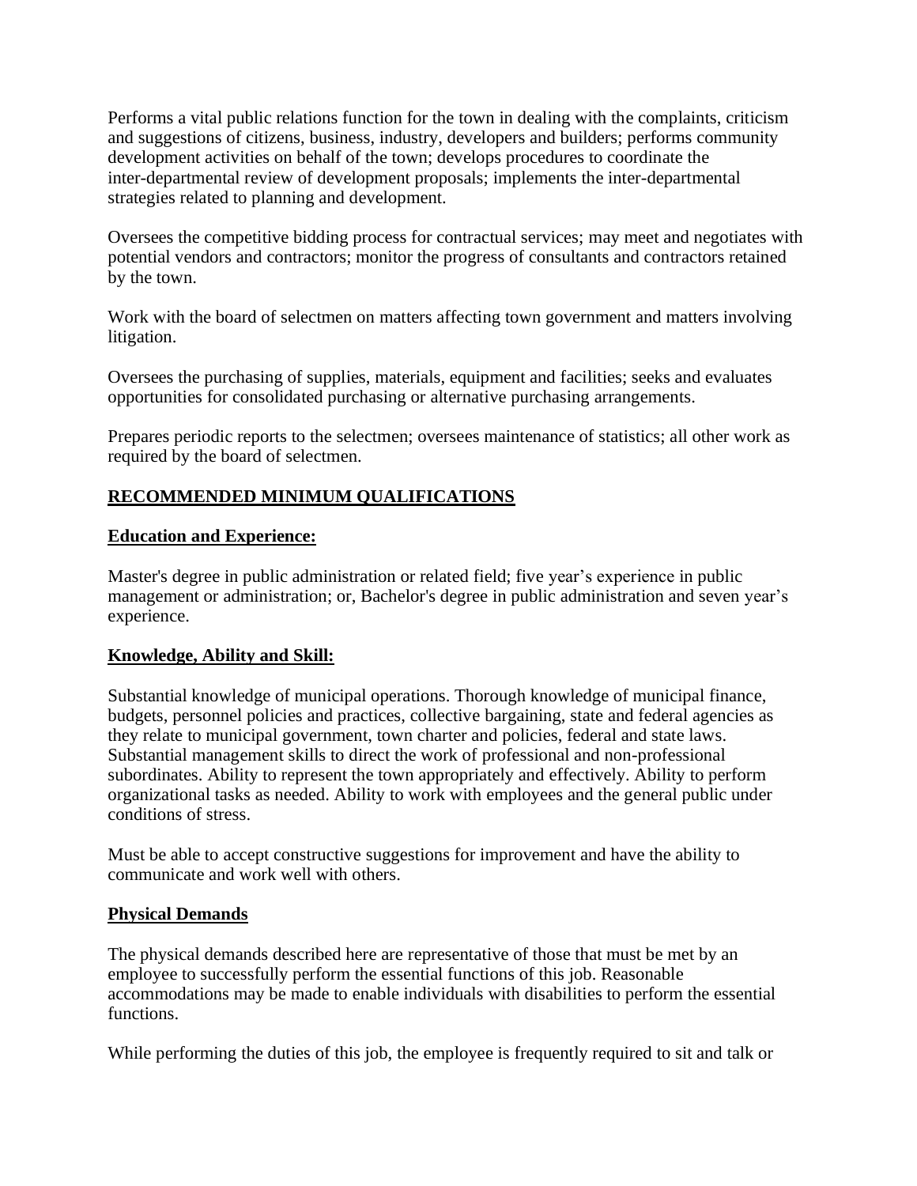Performs a vital public relations function for the town in dealing with the complaints, criticism and suggestions of citizens, business, industry, developers and builders; performs community development activities on behalf of the town; develops procedures to coordinate the inter-departmental review of development proposals; implements the inter-departmental strategies related to planning and development.

Oversees the competitive bidding process for contractual services; may meet and negotiates with potential vendors and contractors; monitor the progress of consultants and contractors retained by the town.

Work with the board of selectmen on matters affecting town government and matters involving litigation.

Oversees the purchasing of supplies, materials, equipment and facilities; seeks and evaluates opportunities for consolidated purchasing or alternative purchasing arrangements.

Prepares periodic reports to the selectmen; oversees maintenance of statistics; all other work as required by the board of selectmen.

## RECOMMENDED MINIMUM QUALIFICATIONS

### Education and Experience:

Master's degree in public administration or related field; five year's experience in public management or administration; or, Bachelor's degree in public administration and seven year's experience.

### Knowledge, Ability and Skill:

Substantial knowledge of municipal operations. Thorough knowledge of municipal finance, budgets, personnel policies and practices, collective bargaining, state and federal agencies as they relate to municipal government, town charter and policies, federal and state laws. Substantial management skills to direct the work of professional and non-professional subordinates. Ability to represent the town appropriately and effectively. Ability to perform organizational tasks as needed. Ability to work with employees and the general public under conditions of stress.

Must be able to accept constructive suggestions for improvement and have the ability to communicate and work well with others.

### Physical Demands

The physical demands described here are representative of those that must be met by an employee to successfully perform the essential functions of this job. Reasonable accommodations may be made to enable individuals with disabilities to perform the essential functions.

While performing the duties of this job, the employee is frequently required to sit and talk or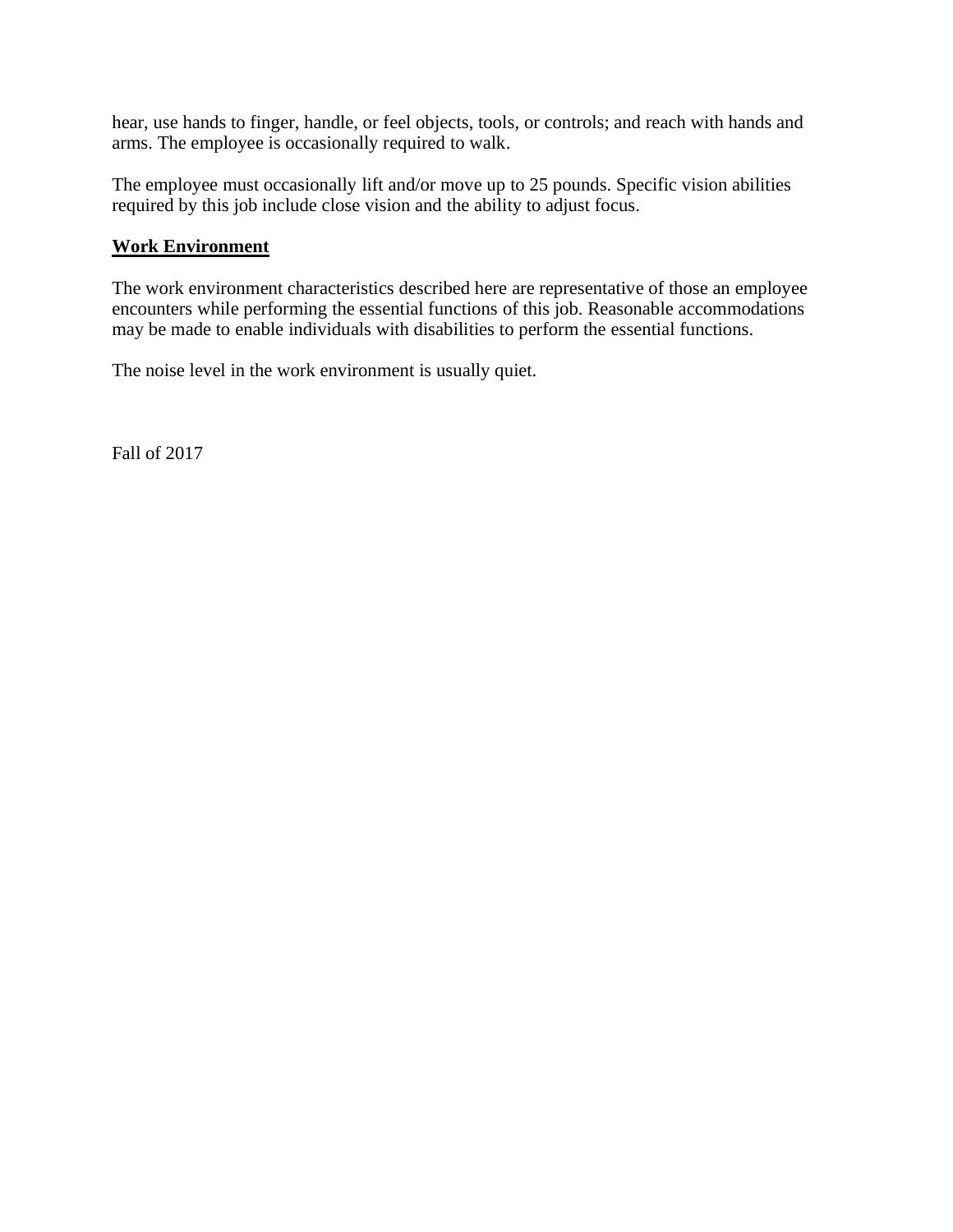hear, use hands to finger, handle, or feel objects, tools, or controls; and reach with hands and arms. The employee is occasionally required to walk.

The employee must occasionally lift and/or move up to 25 pounds. Specific vision abilities required by this job include close vision and the ability to adjust focus.

**Work Environment**

The work environment characteristics described here are representative of those an employee encounters while performing the essential functions of this job. Reasonable accommodations may be made to enable individuals with disabilities to perform the essential functions.

The noise level in the work environment is usually quiet.

Fall of 2017